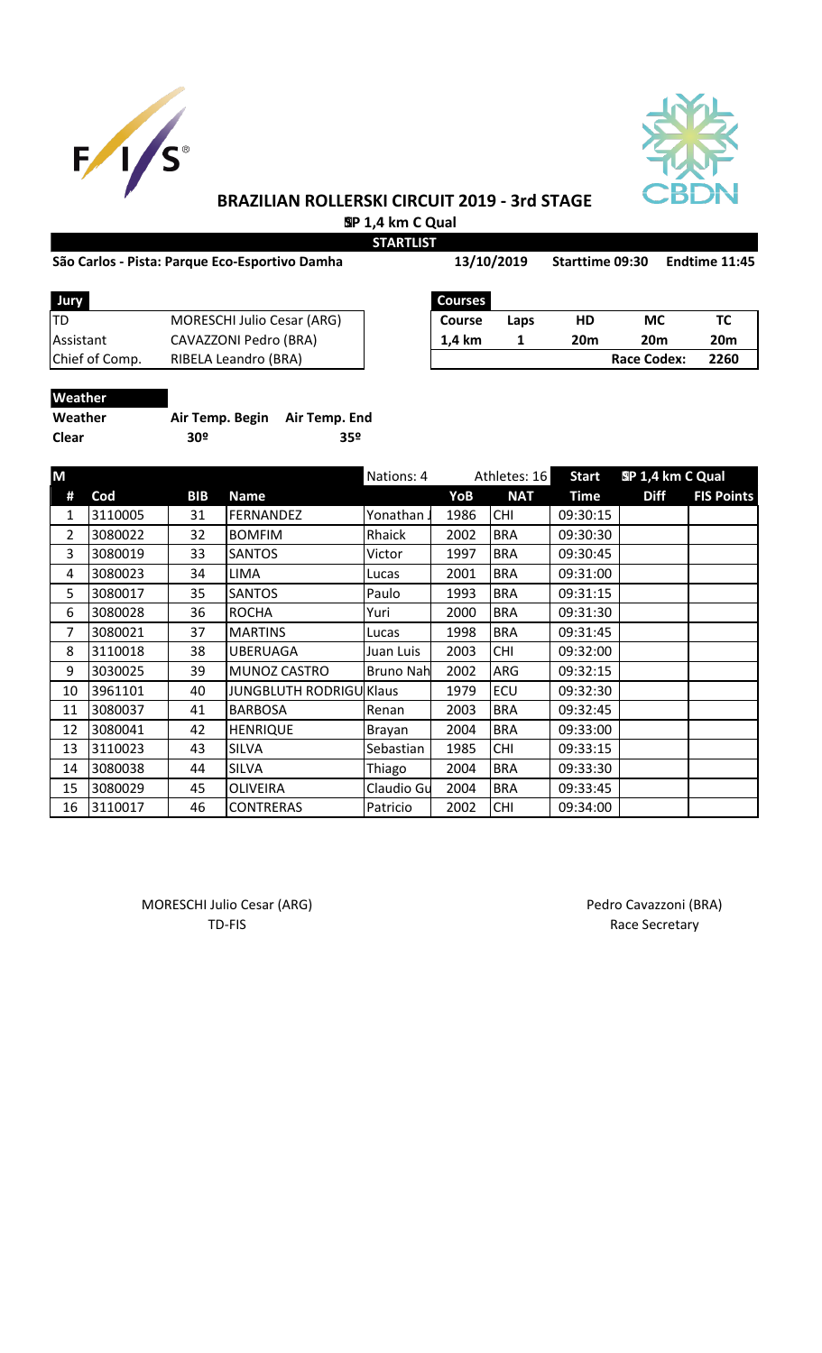# BRAZILIAN ROLLERSKI CIRCUIT 2019 - 3rd STAGE

**SP 1,4 km C Qual**

**STARTLIST**

**São Carlos - Pista: Parque Eco-Esportivo Damha** **13/10/2019** **Starttime 09:30** **Endtime 11:45**

| Jury | |
|---|---|
| TD | MORESCHI Julio Cesar (ARG) |
| Assistant | CAVAZZONI Pedro (BRA) |
| Chief of Comp. | RIBELA Leandro (BRA) |

| Courses | | | | |
|---|---|---|---|---|
| **Course** | **Laps** | **HD** | **MC** | **TC** |
| **1,4 km** | **1** | **20m** | **20m** | **20m** |
| | | | **Race Codex:** | **2260** |

**Weather**

| Weather | Air Temp. Begin | Air Temp. End |
|---|---|---|
| **Clear** | **30º** | **35º** |

| M | | | | Nations: 4 | | Athletes: 16 | Start | SP 1,4 km C Qual | |
|---|---|---|---|---|---|---|---|---|---|
| **#** | **Cod** | **BIB** | **Name** | | **YoB** | **NAT** | **Time** | **Diff** | **FIS Points** |
| 1 | 3110005 | 31 | FERNANDEZ | Yonathan J | 1986 | CHI | 09:30:15 | | |
| 2 | 3080022 | 32 | BOMFIM | Rhaick | 2002 | BRA | 09:30:30 | | |
| 3 | 3080019 | 33 | SANTOS | Victor | 1997 | BRA | 09:30:45 | | |
| 4 | 3080023 | 34 | LIMA | Lucas | 2001 | BRA | 09:31:00 | | |
| 5 | 3080017 | 35 | SANTOS | Paulo | 1993 | BRA | 09:31:15 | | |
| 6 | 3080028 | 36 | ROCHA | Yuri | 2000 | BRA | 09:31:30 | | |
| 7 | 3080021 | 37 | MARTINS | Lucas | 1998 | BRA | 09:31:45 | | |
| 8 | 3110018 | 38 | UBERUAGA | Juan Luis | 2003 | CHI | 09:32:00 | | |
| 9 | 3030025 | 39 | MUNOZ CASTRO | Bruno Nah | 2002 | ARG | 09:32:15 | | |
| 10 | 3961101 | 40 | JUNGBLUTH RODRIGU | Klaus | 1979 | ECU | 09:32:30 | | |
| 11 | 3080037 | 41 | BARBOSA | Renan | 2003 | BRA | 09:32:45 | | |
| 12 | 3080041 | 42 | HENRIQUE | Brayan | 2004 | BRA | 09:33:00 | | |
| 13 | 3110023 | 43 | SILVA | Sebastian | 1985 | CHI | 09:33:15 | | |
| 14 | 3080038 | 44 | SILVA | Thiago | 2004 | BRA | 09:33:30 | | |
| 15 | 3080029 | 45 | OLIVEIRA | Claudio Gu | 2004 | BRA | 09:33:45 | | |
| 16 | 3110017 | 46 | CONTRERAS | Patricio | 2002 | CHI | 09:34:00 | | |

MORESCHI Julio Cesar (ARG)
TD-FIS

Pedro Cavazzoni (BRA)
Race Secretary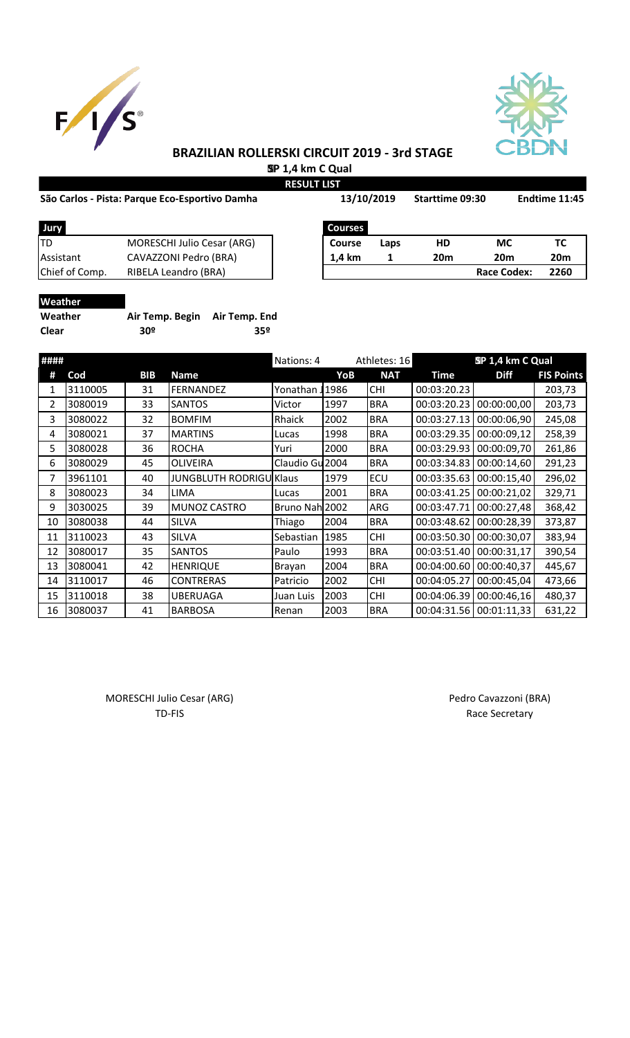# BRAZILIAN ROLLERSKI CIRCUIT 2019 - 3rd STAGE

**SP 1,4 km C Qual**

**RESULT LIST**

**São Carlos - Pista: Parque Eco-Esportivo Damha** | **13/10/2019** | **Starttime 09:30** | **Endtime 11:45**

| Jury | | |
|---|---|---|
| TD | MORESCHI Julio Cesar (ARG) | |
| Assistant | CAVAZZONI Pedro (BRA) | |
| Chief of Comp. | RIBELA Leandro (BRA) | |

| Courses | | | | |
|---|---|---|---|---|
| **Course** | **Laps** | **HD** | **MC** | **TC** |
| **1,4 km** | **1** | **20m** | **20m** | **20m** |
| | | | **Race Codex:** | **2260** |

**Weather**

| Weather | Air Temp. Begin | Air Temp. End |
|---|---|---|
| Clear | 30º | 35º |

| #### | | | | Nations: 4 | | Athletes: 16 | SP 1,4 km C Qual | | |
|---|---|---|---|---|---|---|---|---|---|
| **#** | **Cod** | **BIB** | **Name** | | **YoB** | **NAT** | **Time** | **Diff** | **FIS Points** |
| 1 | 3110005 | 31 | FERNANDEZ | Yonathan J | 1986 | CHI | 00:03:20.23 | | 203,73 |
| 2 | 3080019 | 33 | SANTOS | Victor | 1997 | BRA | 00:03:20.23 | 00:00:00,00 | 203,73 |
| 3 | 3080022 | 32 | BOMFIM | Rhaick | 2002 | BRA | 00:03:27.13 | 00:00:06,90 | 245,08 |
| 4 | 3080021 | 37 | MARTINS | Lucas | 1998 | BRA | 00:03:29.35 | 00:00:09,12 | 258,39 |
| 5 | 3080028 | 36 | ROCHA | Yuri | 2000 | BRA | 00:03:29.93 | 00:00:09,70 | 261,86 |
| 6 | 3080029 | 45 | OLIVEIRA | Claudio Gu | 2004 | BRA | 00:03:34.83 | 00:00:14,60 | 291,23 |
| 7 | 3961101 | 40 | JUNGBLUTH RODRIGU | Klaus | 1979 | ECU | 00:03:35.63 | 00:00:15,40 | 296,02 |
| 8 | 3080023 | 34 | LIMA | Lucas | 2001 | BRA | 00:03:41.25 | 00:00:21,02 | 329,71 |
| 9 | 3030025 | 39 | MUNOZ CASTRO | Bruno Nah | 2002 | ARG | 00:03:47.71 | 00:00:27,48 | 368,42 |
| 10 | 3080038 | 44 | SILVA | Thiago | 2004 | BRA | 00:03:48.62 | 00:00:28,39 | 373,87 |
| 11 | 3110023 | 43 | SILVA | Sebastian | 1985 | CHI | 00:03:50.30 | 00:00:30,07 | 383,94 |
| 12 | 3080017 | 35 | SANTOS | Paulo | 1993 | BRA | 00:03:51.40 | 00:00:31,17 | 390,54 |
| 13 | 3080041 | 42 | HENRIQUE | Brayan | 2004 | BRA | 00:04:00.60 | 00:00:40,37 | 445,67 |
| 14 | 3110017 | 46 | CONTRERAS | Patricio | 2002 | CHI | 00:04:05.27 | 00:00:45,04 | 473,66 |
| 15 | 3110018 | 38 | UBERUAGA | Juan Luis | 2003 | CHI | 00:04:06.39 | 00:00:46,16 | 480,37 |
| 16 | 3080037 | 41 | BARBOSA | Renan | 2003 | BRA | 00:04:31.56 | 00:01:11,33 | 631,22 |

MORESCHI Julio Cesar (ARG)
TD-FIS

Pedro Cavazzoni (BRA)
Race Secretary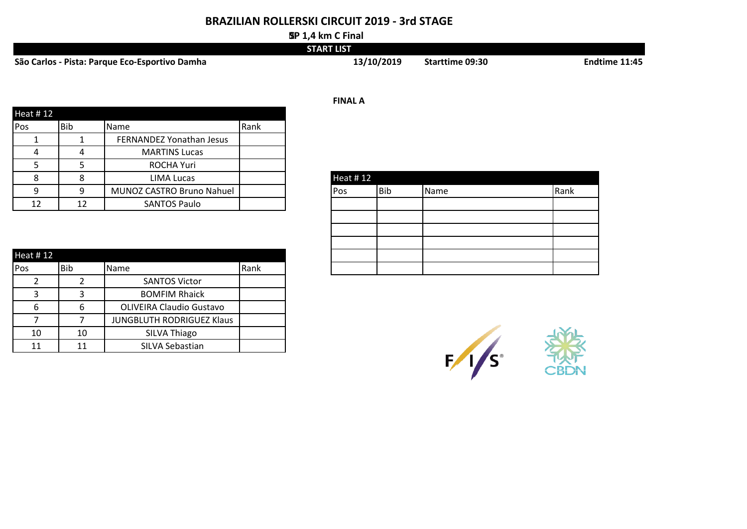# BRAZILIAN ROLLERSKI CIRCUIT 2019 - 3rd STAGE

**SP 1,4 km C Final**

**START LIST**

**São Carlos - Pista: Parque Eco-Esportivo Damha** **13/10/2019** **Starttime 09:30** **Endtime 11:45**

**FINAL A**

| Heat # 12 | | | |
|---|---|---|---|
| Pos | Bib | Name | Rank |
| 1 | 1 | FERNANDEZ Yonathan Jesus | |
| 4 | 4 | MARTINS Lucas | |
| 5 | 5 | ROCHA Yuri | |
| 8 | 8 | LIMA Lucas | |
| 9 | 9 | MUNOZ CASTRO Bruno Nahuel | |
| 12 | 12 | SANTOS Paulo | |

| Heat # 12 | | | |
|---|---|---|---|
| Pos | Bib | Name | Rank |
| 2 | 2 | SANTOS Victor | |
| 3 | 3 | BOMFIM Rhaick | |
| 6 | 6 | OLIVEIRA Claudio Gustavo | |
| 7 | 7 | JUNGBLUTH RODRIGUEZ Klaus | |
| 10 | 10 | SILVA Thiago | |
| 11 | 11 | SILVA Sebastian | |

| Heat # 12 | | | |
|---|---|---|---|
| Pos | Bib | Name | Rank |
| | | | |
| | | | |
| | | | |
| | | | |
| | | | |
| | | | |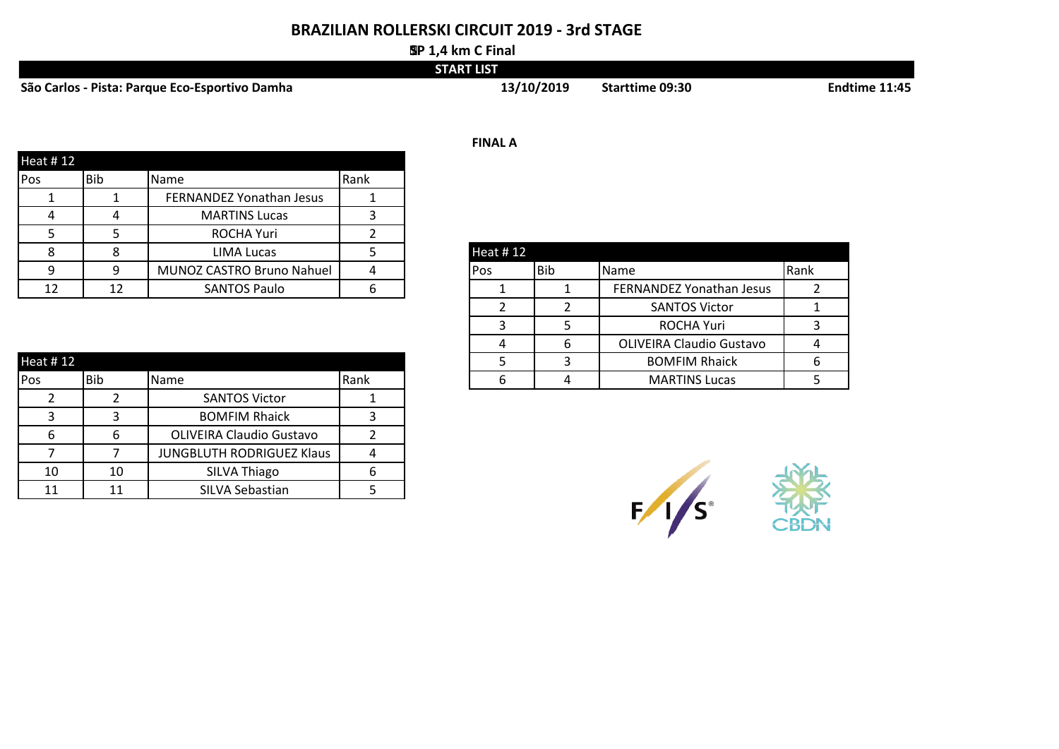# BRAZILIAN ROLLERSKI CIRCUIT 2019 - 3rd STAGE

**SP 1,4 km C Final**

**START LIST**

**São Carlos - Pista: Parque Eco-Esportivo Damha** **13/10/2019** **Starttime 09:30** **Endtime 11:45**

| Heat # 12 | | | |
|---|---|---|---|
| Pos | Bib | Name | Rank |
| 1 | 1 | FERNANDEZ Yonathan Jesus | 1 |
| 4 | 4 | MARTINS Lucas | 3 |
| 5 | 5 | ROCHA Yuri | 2 |
| 8 | 8 | LIMA Lucas | 5 |
| 9 | 9 | MUNOZ CASTRO Bruno Nahuel | 4 |
| 12 | 12 | SANTOS Paulo | 6 |

| Heat # 12 | | | |
|---|---|---|---|
| Pos | Bib | Name | Rank |
| 2 | 2 | SANTOS Victor | 1 |
| 3 | 3 | BOMFIM Rhaick | 3 |
| 6 | 6 | OLIVEIRA Claudio Gustavo | 2 |
| 7 | 7 | JUNGBLUTH RODRIGUEZ Klaus | 4 |
| 10 | 10 | SILVA Thiago | 6 |
| 11 | 11 | SILVA Sebastian | 5 |

**FINAL A**

| Heat # 12 | | | |
|---|---|---|---|
| Pos | Bib | Name | Rank |
| 1 | 1 | FERNANDEZ Yonathan Jesus | 2 |
| 2 | 2 | SANTOS Victor | 1 |
| 3 | 5 | ROCHA Yuri | 3 |
| 4 | 6 | OLIVEIRA Claudio Gustavo | 4 |
| 5 | 3 | BOMFIM Rhaick | 6 |
| 6 | 4 | MARTINS Lucas | 5 |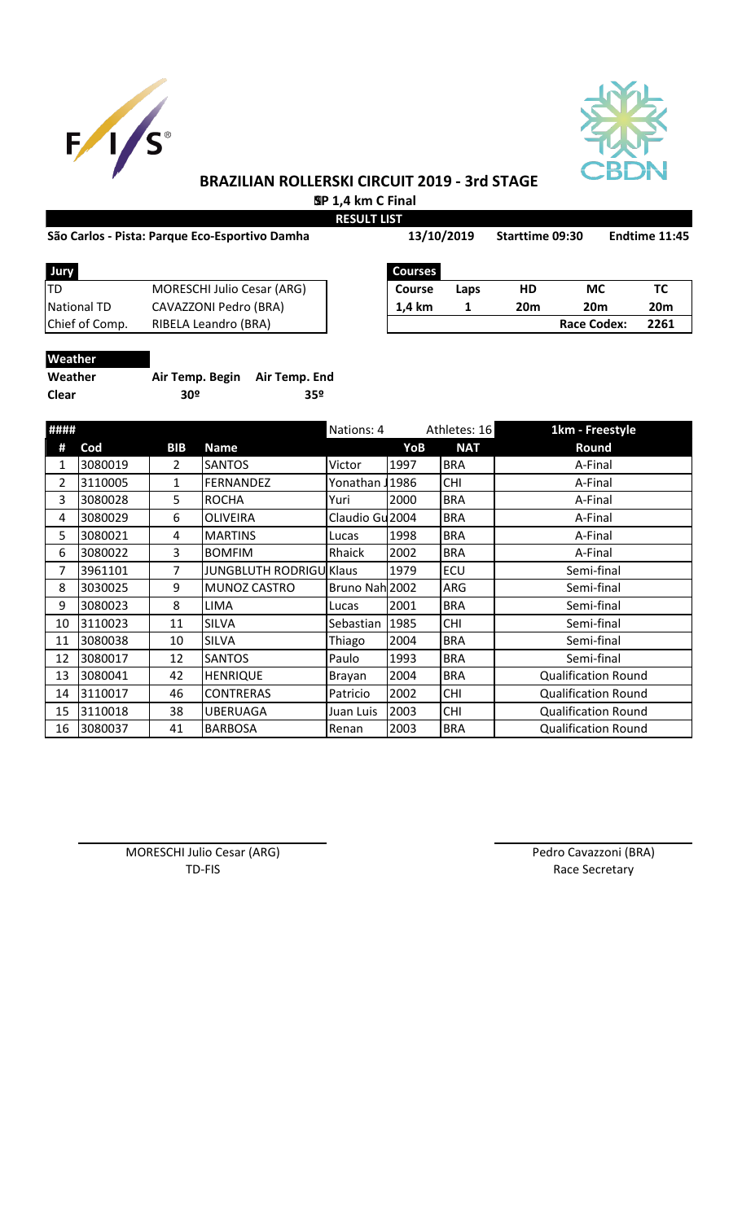# BRAZILIAN ROLLERSKI CIRCUIT 2019 - 3rd STAGE

## SP 1,4 km C Final

**RESULT LIST**

**São Carlos - Pista: Parque Eco-Esportivo Damha** | **13/10/2019** | **Starttime 09:30** | **Endtime 11:45**

| Jury | |
|---|---|
| TD | MORESCHI Julio Cesar (ARG) |
| National TD | CAVAZZONI Pedro (BRA) |
| Chief of Comp. | RIBELA Leandro (BRA) |

| Courses | | | | |
|---|---|---|---|---|
| Course | Laps | HD | MC | TC |
| 1,4 km | 1 | 20m | 20m | 20m |
| | | | Race Codex: | 2261 |

**Weather**

| Weather | Air Temp. Begin | Air Temp. End |
|---|---|---|
| Clear | 30º | 35º |

| #### | | | | Nations: 4 | | Athletes: 16 | 1km - Freestyle |
|---|---|---|---|---|---|---|---|
| # | Cod | BIB | Name | | YoB | NAT | Round |
| 1 | 3080019 | 2 | SANTOS | Victor | 1997 | BRA | A-Final |
| 2 | 3110005 | 1 | FERNANDEZ | Yonathan J | 1986 | CHI | A-Final |
| 3 | 3080028 | 5 | ROCHA | Yuri | 2000 | BRA | A-Final |
| 4 | 3080029 | 6 | OLIVEIRA | Claudio Gu | 2004 | BRA | A-Final |
| 5 | 3080021 | 4 | MARTINS | Lucas | 1998 | BRA | A-Final |
| 6 | 3080022 | 3 | BOMFIM | Rhaick | 2002 | BRA | A-Final |
| 7 | 3961101 | 7 | JUNGBLUTH RODRIGU | Klaus | 1979 | ECU | Semi-final |
| 8 | 3030025 | 9 | MUNOZ CASTRO | Bruno Nah | 2002 | ARG | Semi-final |
| 9 | 3080023 | 8 | LIMA | Lucas | 2001 | BRA | Semi-final |
| 10 | 3110023 | 11 | SILVA | Sebastian | 1985 | CHI | Semi-final |
| 11 | 3080038 | 10 | SILVA | Thiago | 2004 | BRA | Semi-final |
| 12 | 3080017 | 12 | SANTOS | Paulo | 1993 | BRA | Semi-final |
| 13 | 3080041 | 42 | HENRIQUE | Brayan | 2004 | BRA | Qualification Round |
| 14 | 3110017 | 46 | CONTRERAS | Patricio | 2002 | CHI | Qualification Round |
| 15 | 3110018 | 38 | UBERUAGA | Juan Luis | 2003 | CHI | Qualification Round |
| 16 | 3080037 | 41 | BARBOSA | Renan | 2003 | BRA | Qualification Round |

MORESCHI Julio Cesar (ARG)
TD-FIS

Pedro Cavazzoni (BRA)
Race Secretary